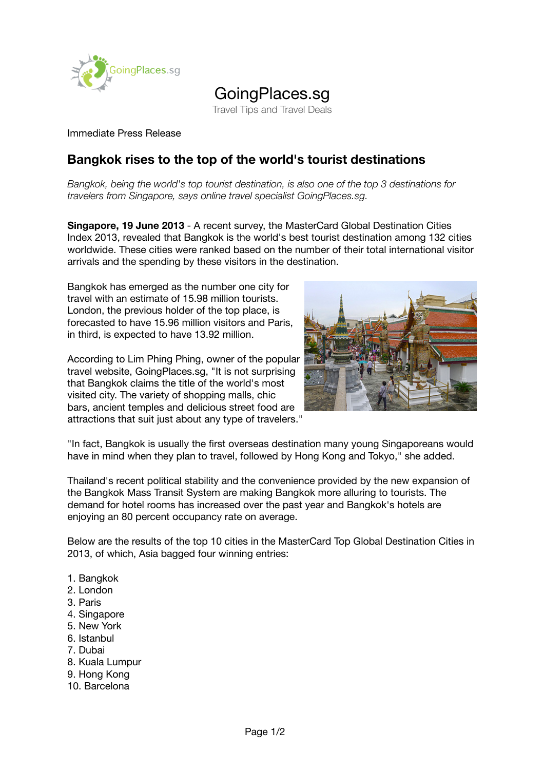GoingPlaces.sg

Travel Tips and Travel Deals

Immediate Press Release

## Bangkok rises to the top of the world's tourist destinations

*Bangkok, being the world's top tourist destination, is also one of the top 3 destinations for travelers from Singapore, says online travel specialist GoingPlaces.sg.*

**Singapore, 19 June 2013** - A recent survey, the MasterCard Global Destination Cities Index 2013, revealed that Bangkok is the world's best tourist destination among 132 cities worldwide. These cities were ranked based on the number of their total international visitor arrivals and the spending by these visitors in the destination.

Bangkok has emerged as the number one city for travel with an estimate of 15.98 million tourists. London, the previous holder of the top place, is forecasted to have 15.96 million visitors and Paris, in third, is expected to have 13.92 million.

According to Lim Phing Phing, owner of the popular travel website, GoingPlaces.sg, "It is not surprising that Bangkok claims the title of the world's most visited city. The variety of shopping malls, chic bars, ancient temples and delicious street food are attractions that suit just about any type of travelers."

"In fact, Bangkok is usually the first overseas destination many young Singaporeans would have in mind when they plan to travel, followed by Hong Kong and Tokyo," she added.

Thailand's recent political stability and the convenience provided by the new expansion of the Bangkok Mass Transit System are making Bangkok more alluring to tourists. The demand for hotel rooms has increased over the past year and Bangkok's hotels are enjoying an 80 percent occupancy rate on average.

Below are the results of the top 10 cities in the MasterCard Top Global Destination Cities in 2013, of which, Asia bagged four winning entries:

1. Bangkok
2. London
3. Paris
4. Singapore
5. New York
6. Istanbul
7. Dubai
8. Kuala Lumpur
9. Hong Kong
10. Barcelona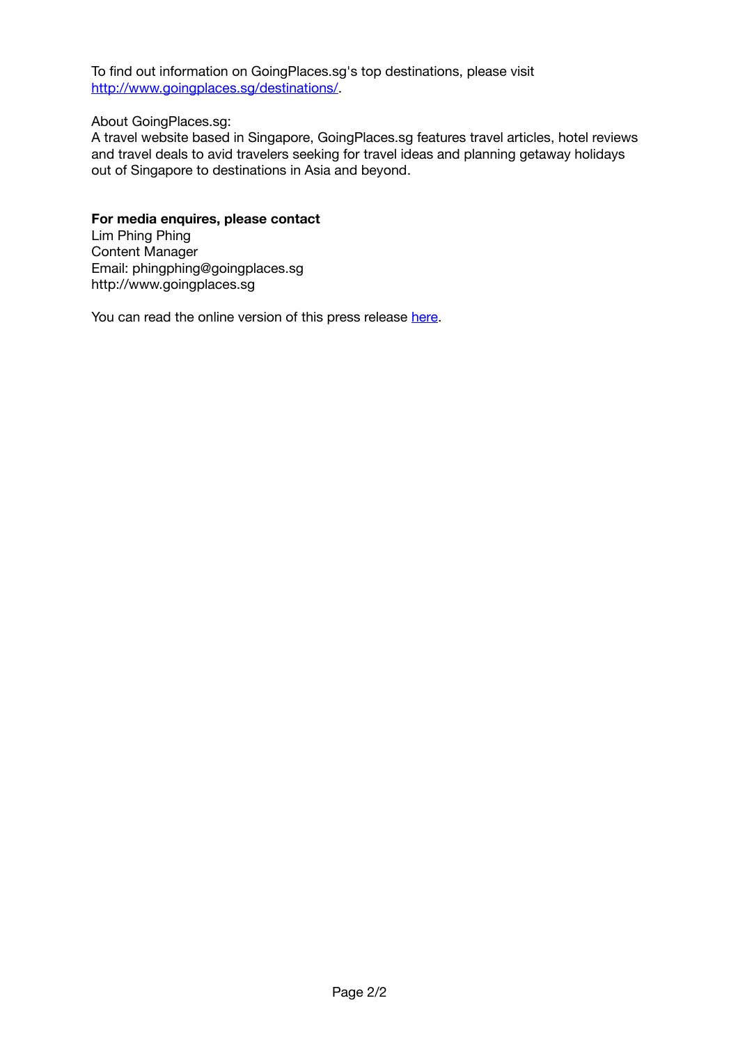To find out information on GoingPlaces.sg's top destinations, please visit [http://www.goingplaces.sg/destinations/](http://www.goingplaces.sg/destinations/).

About GoingPlaces.sg:
A travel website based in Singapore, GoingPlaces.sg features travel articles, hotel reviews and travel deals to avid travelers seeking for travel ideas and planning getaway holidays out of Singapore to destinations in Asia and beyond.

**For media enquires, please contact**
Lim Phing Phing
Content Manager
Email: phingphing@goingplaces.sg
http://www.goingplaces.sg

You can read the online version of this press release here.